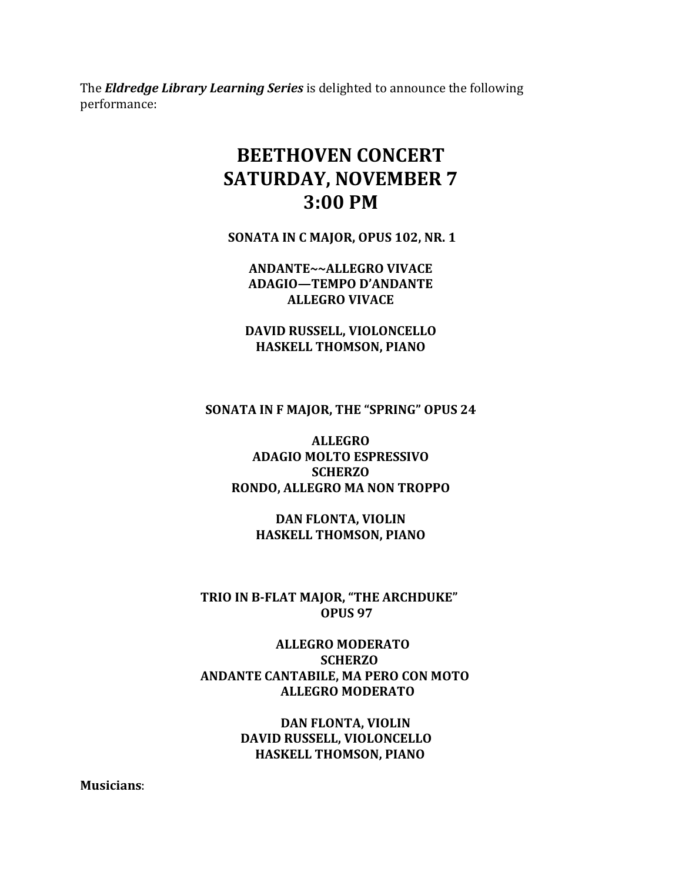The ***Eldredge Library Learning Series*** is delighted to announce the following performance:

# BEETHOVEN CONCERT
# SATURDAY, NOVEMBER 7
# 3:00 PM

**SONATA IN C MAJOR, OPUS 102, NR. 1**

**ANDANTE~~ALLEGRO VIVACE**
**ADAGIO—TEMPO D'ANDANTE**
**ALLEGRO VIVACE**

**DAVID RUSSELL, VIOLONCELLO**
**HASKELL THOMSON, PIANO**

**SONATA IN F MAJOR, THE "SPRING" OPUS 24**

**ALLEGRO**
**ADAGIO MOLTO ESPRESSIVO**
**SCHERZO**
**RONDO, ALLEGRO MA NON TROPPO**

**DAN FLONTA, VIOLIN**
**HASKELL THOMSON, PIANO**

**TRIO IN B-FLAT MAJOR, "THE ARCHDUKE" OPUS 97**

**ALLEGRO MODERATO**
**SCHERZO**
**ANDANTE CANTABILE, MA PERO CON MOTO**
**ALLEGRO MODERATO**

**DAN FLONTA, VIOLIN**
**DAVID RUSSELL, VIOLONCELLO**
**HASKELL THOMSON, PIANO**

**Musicians**: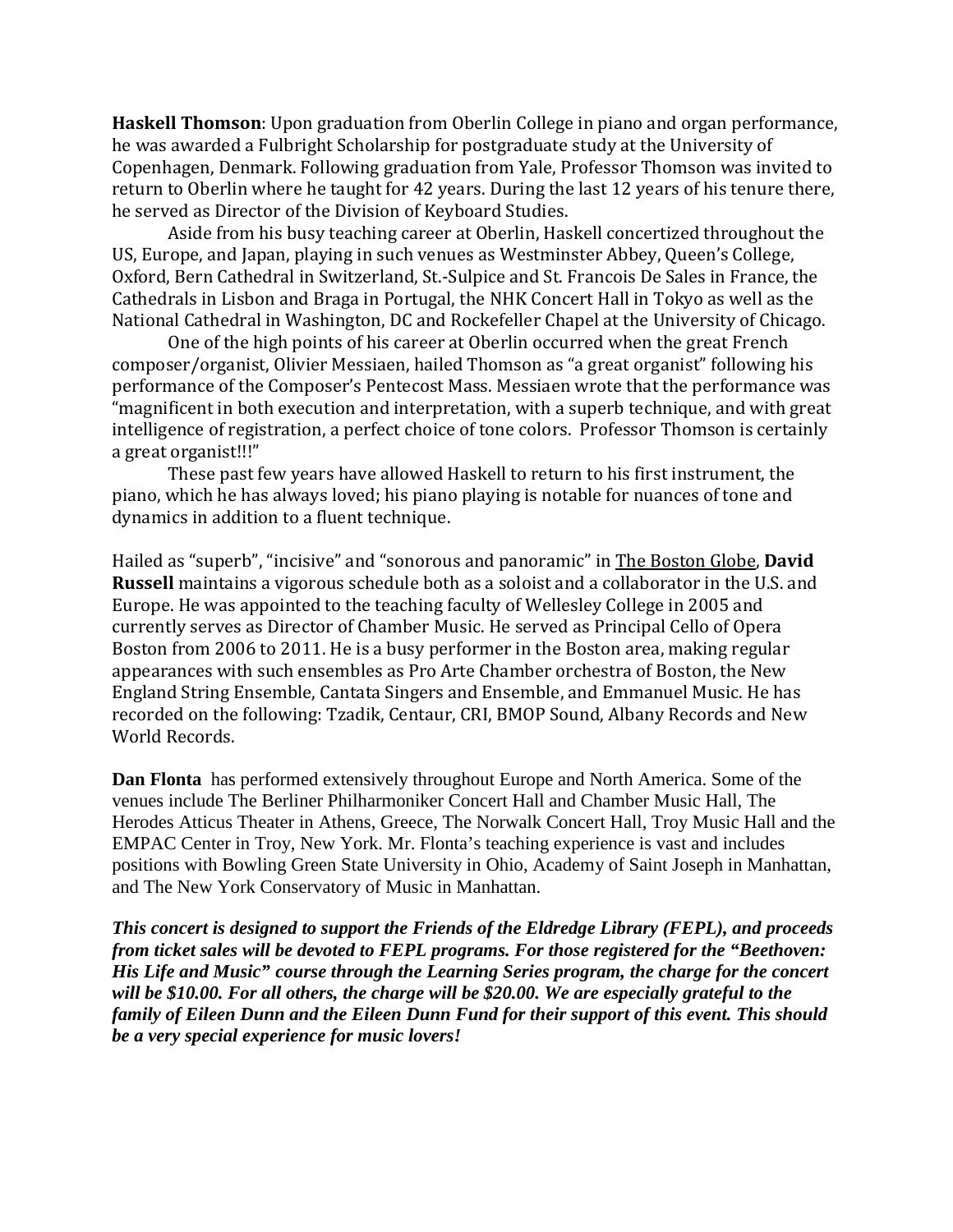**Haskell Thomson**: Upon graduation from Oberlin College in piano and organ performance, he was awarded a Fulbright Scholarship for postgraduate study at the University of Copenhagen, Denmark. Following graduation from Yale, Professor Thomson was invited to return to Oberlin where he taught for 42 years. During the last 12 years of his tenure there, he served as Director of the Division of Keyboard Studies.

Aside from his busy teaching career at Oberlin, Haskell concertized throughout the US, Europe, and Japan, playing in such venues as Westminster Abbey, Queen's College, Oxford, Bern Cathedral in Switzerland, St.-Sulpice and St. Francois De Sales in France, the Cathedrals in Lisbon and Braga in Portugal, the NHK Concert Hall in Tokyo as well as the National Cathedral in Washington, DC and Rockefeller Chapel at the University of Chicago.

One of the high points of his career at Oberlin occurred when the great French composer/organist, Olivier Messiaen, hailed Thomson as "a great organist" following his performance of the Composer's Pentecost Mass. Messiaen wrote that the performance was "magnificent in both execution and interpretation, with a superb technique, and with great intelligence of registration, a perfect choice of tone colors. Professor Thomson is certainly a great organist!!!"

These past few years have allowed Haskell to return to his first instrument, the piano, which he has always loved; his piano playing is notable for nuances of tone and dynamics in addition to a fluent technique.

Hailed as "superb", "incisive" and "sonorous and panoramic" in The Boston Globe, **David Russell** maintains a vigorous schedule both as a soloist and a collaborator in the U.S. and Europe. He was appointed to the teaching faculty of Wellesley College in 2005 and currently serves as Director of Chamber Music. He served as Principal Cello of Opera Boston from 2006 to 2011. He is a busy performer in the Boston area, making regular appearances with such ensembles as Pro Arte Chamber orchestra of Boston, the New England String Ensemble, Cantata Singers and Ensemble, and Emmanuel Music. He has recorded on the following: Tzadik, Centaur, CRI, BMOP Sound, Albany Records and New World Records.

**Dan Flonta** has performed extensively throughout Europe and North America. Some of the venues include The Berliner Philharmoniker Concert Hall and Chamber Music Hall, The Herodes Atticus Theater in Athens, Greece, The Norwalk Concert Hall, Troy Music Hall and the EMPAC Center in Troy, New York. Mr. Flonta's teaching experience is vast and includes positions with Bowling Green State University in Ohio, Academy of Saint Joseph in Manhattan, and The New York Conservatory of Music in Manhattan.

***This concert is designed to support the Friends of the Eldredge Library (FEPL), and proceeds from ticket sales will be devoted to FEPL programs. For those registered for the "Beethoven: His Life and Music" course through the Learning Series program, the charge for the concert will be $10.00. For all others, the charge will be $20.00. We are especially grateful to the family of Eileen Dunn and the Eileen Dunn Fund for their support of this event. This should be a very special experience for music lovers!***